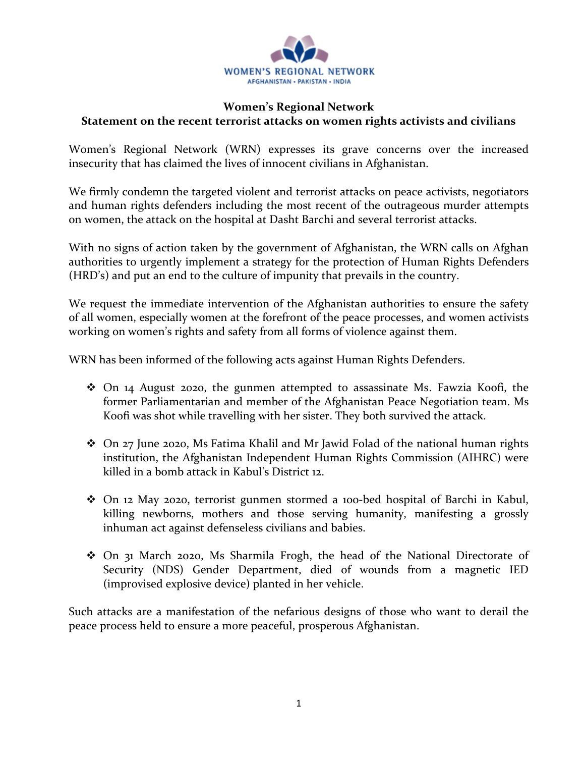WOMEN'S REGIONAL NETWORK
AFGHANISTAN • PAKISTAN • INDIA

**Women's Regional Network**
**Statement on the recent terrorist attacks on women rights activists and civilians**

Women's Regional Network (WRN) expresses its grave concerns over the increased insecurity that has claimed the lives of innocent civilians in Afghanistan.

We firmly condemn the targeted violent and terrorist attacks on peace activists, negotiators and human rights defenders including the most recent of the outrageous murder attempts on women, the attack on the hospital at Dasht Barchi and several terrorist attacks.

With no signs of action taken by the government of Afghanistan, the WRN calls on Afghan authorities to urgently implement a strategy for the protection of Human Rights Defenders (HRD's) and put an end to the culture of impunity that prevails in the country.

We request the immediate intervention of the Afghanistan authorities to ensure the safety of all women, especially women at the forefront of the peace processes, and women activists working on women's rights and safety from all forms of violence against them.

WRN has been informed of the following acts against Human Rights Defenders.

- On 14 August 2020, the gunmen attempted to assassinate Ms. Fawzia Koofi, the former Parliamentarian and member of the Afghanistan Peace Negotiation team. Ms Koofi was shot while travelling with her sister. They both survived the attack.

- On 27 June 2020, Ms Fatima Khalil and Mr Jawid Folad of the national human rights institution, the Afghanistan Independent Human Rights Commission (AIHRC) were killed in a bomb attack in Kabul's District 12.

- On 12 May 2020, terrorist gunmen stormed a 100-bed hospital of Barchi in Kabul, killing newborns, mothers and those serving humanity, manifesting a grossly inhuman act against defenseless civilians and babies.

- On 31 March 2020, Ms Sharmila Frogh, the head of the National Directorate of Security (NDS) Gender Department, died of wounds from a magnetic IED (improvised explosive device) planted in her vehicle.

Such attacks are a manifestation of the nefarious designs of those who want to derail the peace process held to ensure a more peaceful, prosperous Afghanistan.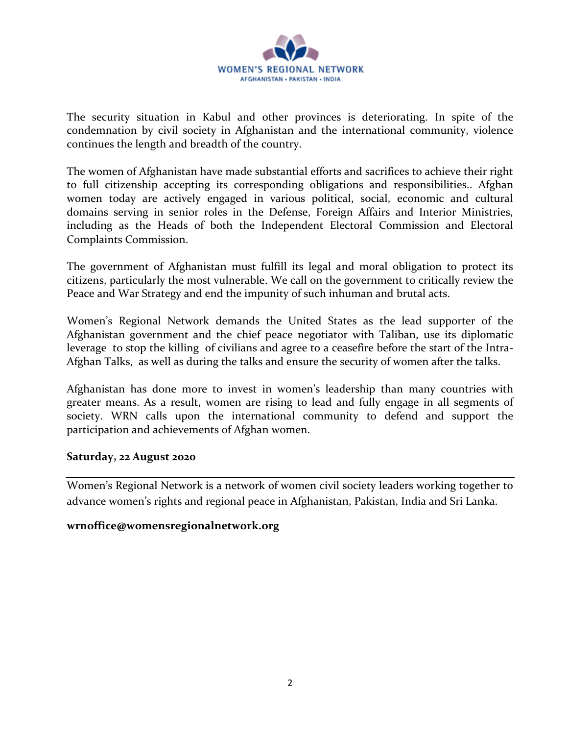WOMEN'S REGIONAL NETWORK
AFGHANISTAN • PAKISTAN • INDIA

The security situation in Kabul and other provinces is deteriorating. In spite of the condemnation by civil society in Afghanistan and the international community, violence continues the length and breadth of the country.

The women of Afghanistan have made substantial efforts and sacrifices to achieve their right to full citizenship accepting its corresponding obligations and responsibilities.. Afghan women today are actively engaged in various political, social, economic and cultural domains serving in senior roles in the Defense, Foreign Affairs and Interior Ministries, including as the Heads of both the Independent Electoral Commission and Electoral Complaints Commission.

The government of Afghanistan must fulfill its legal and moral obligation to protect its citizens, particularly the most vulnerable. We call on the government to critically review the Peace and War Strategy and end the impunity of such inhuman and brutal acts.

Women's Regional Network demands the United States as the lead supporter of the Afghanistan government and the chief peace negotiator with Taliban, use its diplomatic leverage to stop the killing of civilians and agree to a ceasefire before the start of the Intra-Afghan Talks, as well as during the talks and ensure the security of women after the talks.

Afghanistan has done more to invest in women's leadership than many countries with greater means. As a result, women are rising to lead and fully engage in all segments of society. WRN calls upon the international community to defend and support the participation and achievements of Afghan women.

**Saturday, 22 August 2020**

---

Women's Regional Network is a network of women civil society leaders working together to advance women's rights and regional peace in Afghanistan, Pakistan, India and Sri Lanka.

**wrnoffice@womensregionalnetwork.org**